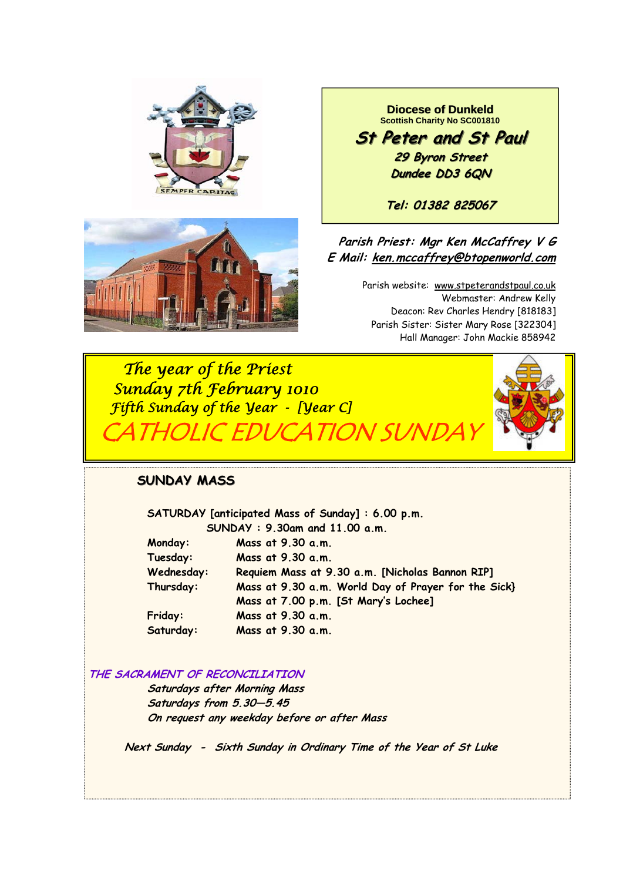**Diocese of Dunkeld**
Scottish Charity No SC001810

# St Peter and St Paul

*29 Byron Street*
*Dundee DD3 6QN*

*Tel: 01382 825067*

*Parish Priest: Mgr Ken McCaffrey V G*
*E Mail: ken.mccaffrey@btopenworld.com*

Parish website: www.stpeterandstpaul.co.uk
Webmaster: Andrew Kelly
Deacon: Rev Charles Hendry [818183]
Parish Sister: Sister Mary Rose [322304]
Hall Manager: John Mackie 858942

*The year of the Priest*
*Sunday 7th February 1010*
*Fifth Sunday of the Year - [Year C]*

## CATHOLIC EDUCATION SUNDAY

### SUNDAY MASS

**SATURDAY [anticipated Mass of Sunday] : 6.00 p.m.**
**SUNDAY : 9.30am and 11.00 a.m.**

| | |
|---|---|
| **Monday:** | **Mass at 9.30 a.m.** |
| **Tuesday:** | **Mass at 9.30 a.m.** |
| **Wednesday:** | **Requiem Mass at 9.30 a.m. [Nicholas Bannon RIP]** |
| **Thursday:** | **Mass at 9.30 a.m. World Day of Prayer for the Sick}** |
| | **Mass at 7.00 p.m. [St Mary's Lochee]** |
| **Friday:** | **Mass at 9.30 a.m.** |
| **Saturday:** | **Mass at 9.30 a.m.** |

*THE SACRAMENT OF RECONCILIATION*

*Saturdays after Morning Mass*
*Saturdays from 5.30—5.45*
*On request any weekday before or after Mass*

*Next Sunday - Sixth Sunday in Ordinary Time of the Year of St Luke*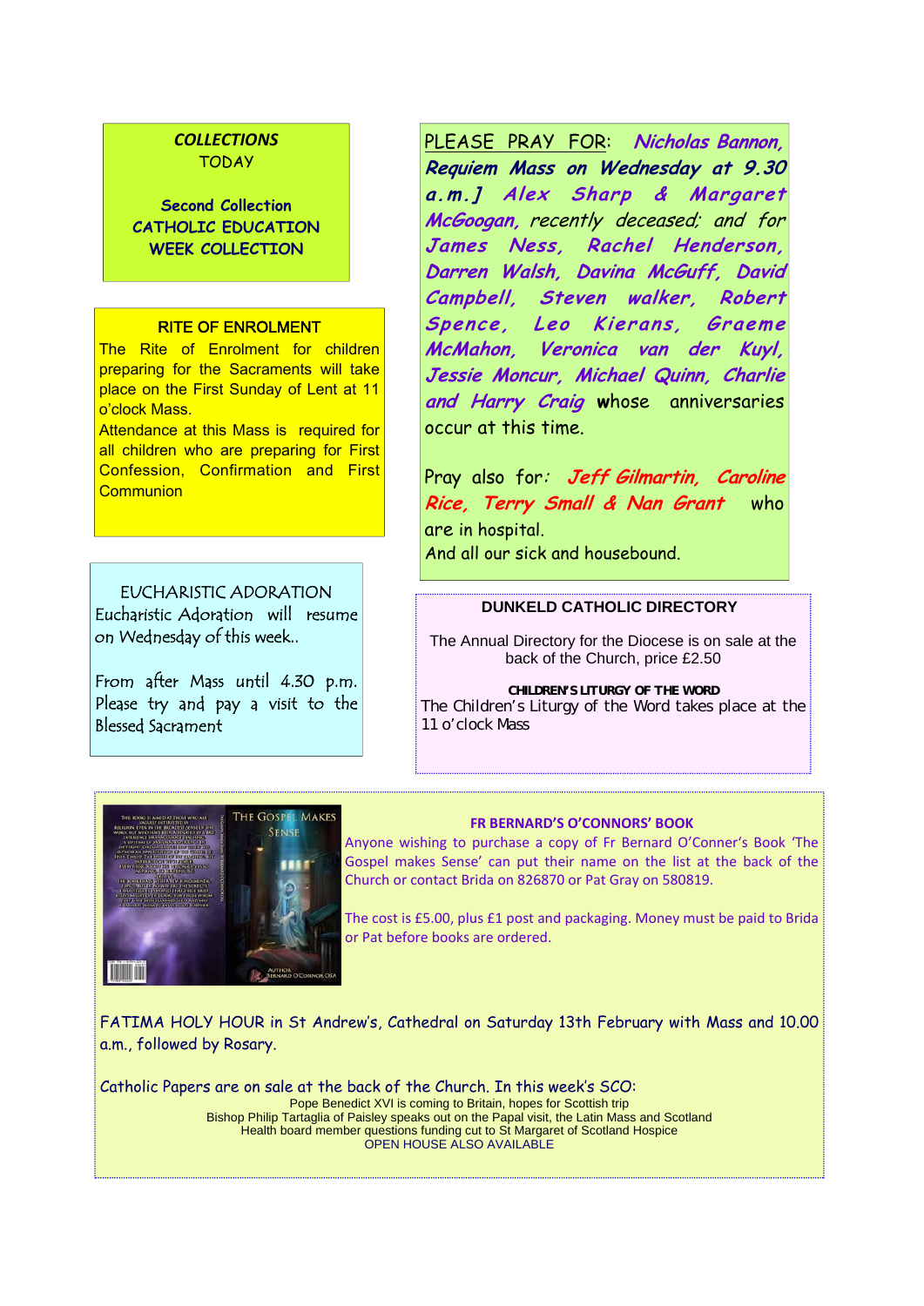**COLLECTIONS**
TODAY

**Second Collection**
**CATHOLIC EDUCATION WEEK COLLECTION**

**RITE OF ENROLMENT**

The Rite of Enrolment for children preparing for the Sacraments will take place on the First Sunday of Lent at 11 o'clock Mass.

Attendance at this Mass is required for all children who are preparing for First Confession, Confirmation and First Communion

EUCHARISTIC ADORATION

Eucharistic Adoration will resume on Wednesday of this week..

From after Mass until 4.30 p.m. Please try and pay a visit to the Blessed Sacrament

PLEASE PRAY FOR: *Nicholas Bannon,* ***Requiem Mass on Wednesday at 9.30 a.m.]*** *Alex Sharp & Margaret McGoogan,* *recently deceased; and for* *James Ness, Rachel Henderson, Darren Walsh, Davina McGuff, David Campbell, Steven walker, Robert Spence, Leo Kierans, Graeme McMahon, Veronica van der Kuyl, Jessie Moncur, Michael Quinn, Charlie and Harry Craig* whose anniversaries occur at this time.

Pray also for: *Jeff Gilmartin, Caroline Rice, Terry Small & Nan Grant* who are in hospital.
And all our sick and housebound.

**DUNKELD CATHOLIC DIRECTORY**

The Annual Directory for the Diocese is on sale at the back of the Church, price £2.50

**CHILDREN'S LITURGY OF THE WORD**

The Children's Liturgy of the Word takes place at the 11 o'clock Mass

**FR BERNARD'S O'CONNORS' BOOK**

Anyone wishing to purchase a copy of Fr Bernard O'Conner's Book 'The Gospel makes Sense' can put their name on the list at the back of the Church or contact Brida on 826870 or Pat Gray on 580819.

The cost is £5.00, plus £1 post and packaging. Money must be paid to Brida or Pat before books are ordered.

FATIMA HOLY HOUR in St Andrew's, Cathedral on Saturday 13th February with Mass and 10.00 a.m., followed by Rosary.

Catholic Papers are on sale at the back of the Church. In this week's SCO:

Pope Benedict XVI is coming to Britain, hopes for Scottish trip
Bishop Philip Tartaglia of Paisley speaks out on the Papal visit, the Latin Mass and Scotland
Health board member questions funding cut to St Margaret of Scotland Hospice
OPEN HOUSE ALSO AVAILABLE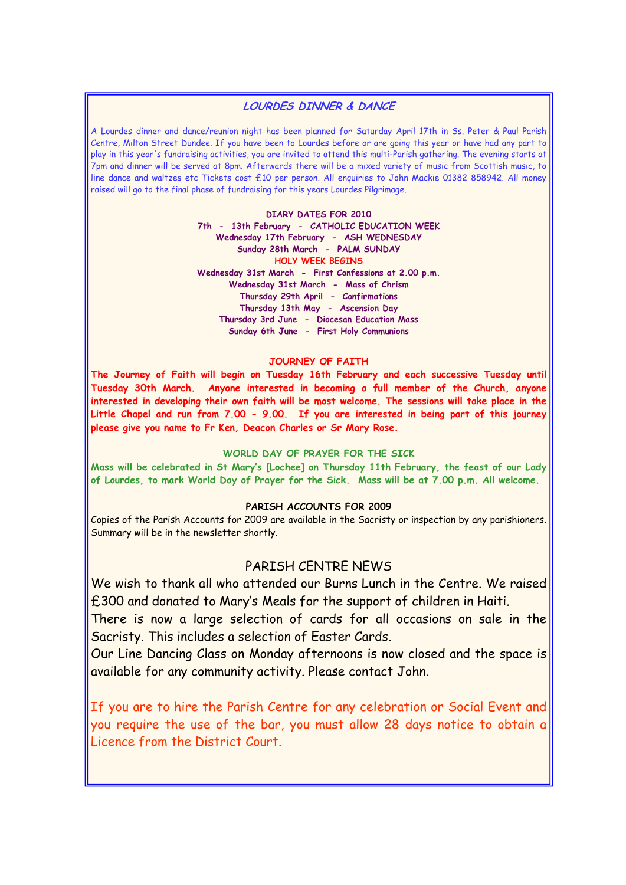## *LOURDES DINNER & DANCE*

A Lourdes dinner and dance/reunion night has been planned for Saturday April 17th in Ss. Peter & Paul Parish Centre, Milton Street Dundee. If you have been to Lourdes before or are going this year or have had any part to play in this year's fundraising activities, you are invited to attend this multi-Parish gathering. The evening starts at 7pm and dinner will be served at 8pm. Afterwards there will be a mixed variety of music from Scottish music, to line dance and waltzes etc Tickets cost £10 per person. All enquiries to John Mackie 01382 858942. All money raised will go to the final phase of fundraising for this years Lourdes Pilgrimage.

**DIARY DATES FOR 2010**

**7th - 13th February - CATHOLIC EDUCATION WEEK**
**Wednesday 17th February - ASH WEDNESDAY**
**Sunday 28th March - PALM SUNDAY**
**HOLY WEEK BEGINS**
**Wednesday 31st March - First Confessions at 2.00 p.m.**
**Wednesday 31st March - Mass of Chrism**
**Thursday 29th April - Confirmations**
**Thursday 13th May - Ascension Day**
**Thursday 3rd June - Diocesan Education Mass**
**Sunday 6th June - First Holy Communions**

**JOURNEY OF FAITH**

**The Journey of Faith will begin on Tuesday 16th February and each successive Tuesday until Tuesday 30th March. Anyone interested in becoming a full member of the Church, anyone interested in developing their own faith will be most welcome. The sessions will take place in the Little Chapel and run from 7.00 - 9.00. If you are interested in being part of this journey please give you name to Fr Ken, Deacon Charles or Sr Mary Rose.**

**WORLD DAY OF PRAYER FOR THE SICK**

**Mass will be celebrated in St Mary's [Lochee] on Thursday 11th February, the feast of our Lady of Lourdes, to mark World Day of Prayer for the Sick. Mass will be at 7.00 p.m. All welcome.**

**PARISH ACCOUNTS FOR 2009**

Copies of the Parish Accounts for 2009 are available in the Sacristy or inspection by any parishioners. Summary will be in the newsletter shortly.

## PARISH CENTRE NEWS

We wish to thank all who attended our Burns Lunch in the Centre. We raised £300 and donated to Mary's Meals for the support of children in Haiti.

There is now a large selection of cards for all occasions on sale in the Sacristy. This includes a selection of Easter Cards.

Our Line Dancing Class on Monday afternoons is now closed and the space is available for any community activity. Please contact John.

If you are to hire the Parish Centre for any celebration or Social Event and you require the use of the bar, you must allow 28 days notice to obtain a Licence from the District Court.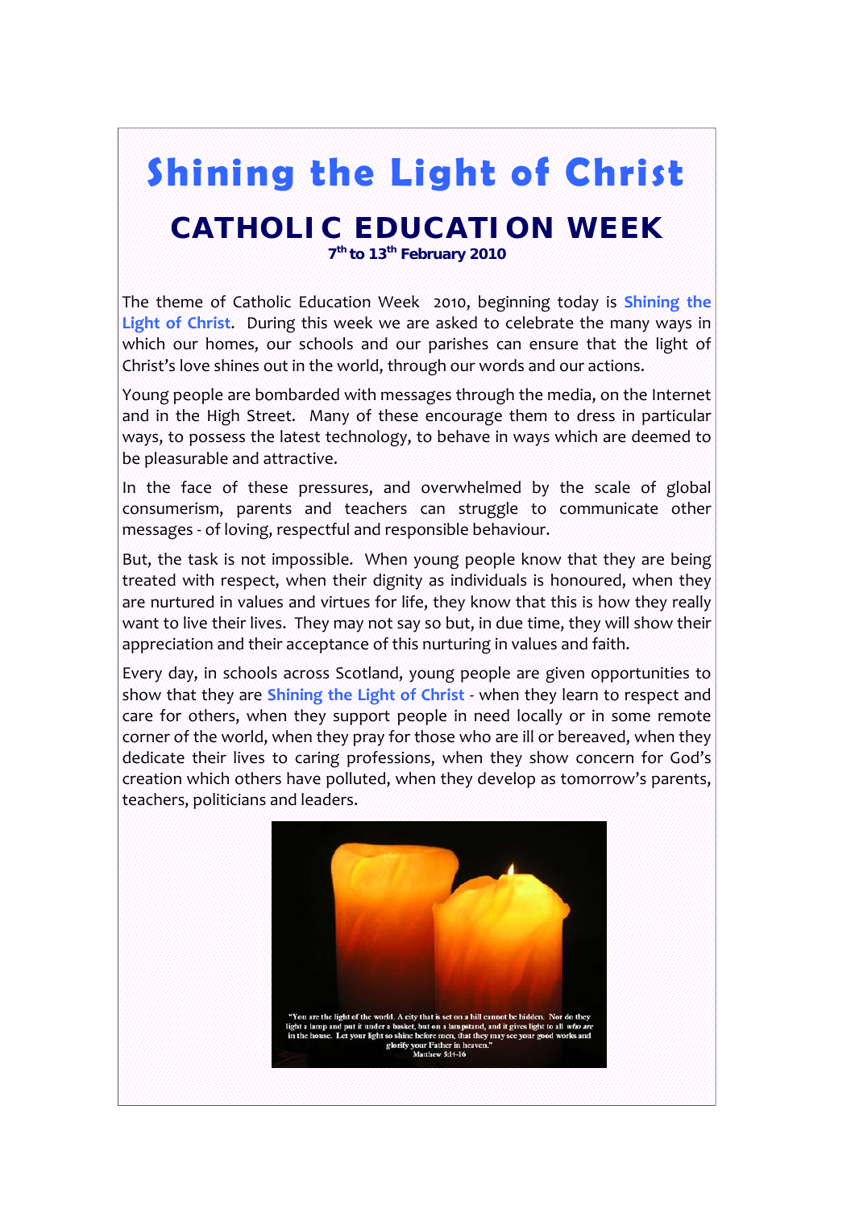# Shining the Light of Christ

## CATHOLIC EDUCATION WEEK

**7th to 13th February 2010**

The theme of Catholic Education Week 2010, beginning today is **Shining the Light of Christ**. During this week we are asked to celebrate the many ways in which our homes, our schools and our parishes can ensure that the light of Christ's love shines out in the world, through our words and our actions.

Young people are bombarded with messages through the media, on the Internet and in the High Street. Many of these encourage them to dress in particular ways, to possess the latest technology, to behave in ways which are deemed to be pleasurable and attractive.

In the face of these pressures, and overwhelmed by the scale of global consumerism, parents and teachers can struggle to communicate other messages - of loving, respectful and responsible behaviour.

But, the task is not impossible. When young people know that they are being treated with respect, when their dignity as individuals is honoured, when they are nurtured in values and virtues for life, they know that this is how they really want to live their lives. They may not say so but, in due time, they will show their appreciation and their acceptance of this nurturing in values and faith.

Every day, in schools across Scotland, young people are given opportunities to show that they are **Shining the Light of Christ** - when they learn to respect and care for others, when they support people in need locally or in some remote corner of the world, when they pray for those who are ill or bereaved, when they dedicate their lives to caring professions, when they show concern for God's creation which others have polluted, when they develop as tomorrow's parents, teachers, politicians and leaders.

"You are the light of the world. A city that is set on a hill cannot be hidden. Nor do they light a lamp and put it under a basket, but on a lampstand, and it gives light to all *who are* in the house. Let your light so shine before men, that they may see your good works and glorify your Father in heaven."
Matthew 5:14-16